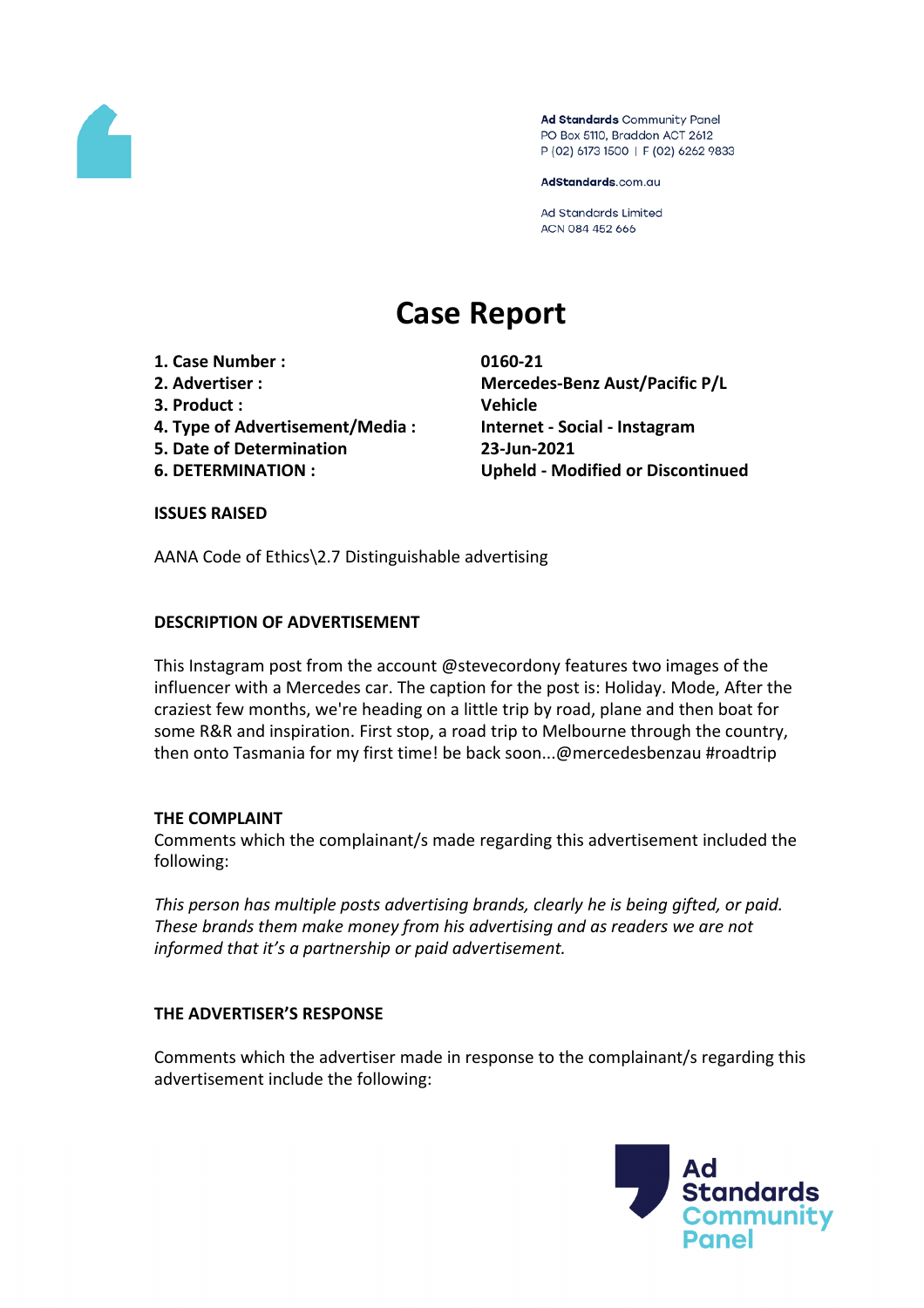Ad Standards Community Panel
PO Box 5110, Braddon ACT 2612
P (02) 6173 1500 | F (02) 6262 9833

AdStandards.com.au

Ad Standards Limited
ACN 084 452 666

# Case Report

| | |
|---|---|
| **1. Case Number :** | **0160-21** |
| **2. Advertiser :** | **Mercedes-Benz Aust/Pacific P/L** |
| **3. Product :** | **Vehicle** |
| **4. Type of Advertisement/Media :** | **Internet - Social - Instagram** |
| **5. Date of Determination** | **23-Jun-2021** |
| **6. DETERMINATION :** | **Upheld - Modified or Discontinued** |

## ISSUES RAISED

AANA Code of Ethics\2.7 Distinguishable advertising

## DESCRIPTION OF ADVERTISEMENT

This Instagram post from the account @stevecordony features two images of the influencer with a Mercedes car. The caption for the post is: Holiday. Mode, After the craziest few months, we're heading on a little trip by road, plane and then boat for some R&R and inspiration. First stop, a road trip to Melbourne through the country, then onto Tasmania for my first time! be back soon...@mercedesbenzau #roadtrip

## THE COMPLAINT

Comments which the complainant/s made regarding this advertisement included the following:

*This person has multiple posts advertising brands, clearly he is being gifted, or paid. These brands them make money from his advertising and as readers we are not informed that it's a partnership or paid advertisement.*

## THE ADVERTISER'S RESPONSE

Comments which the advertiser made in response to the complainant/s regarding this advertisement include the following: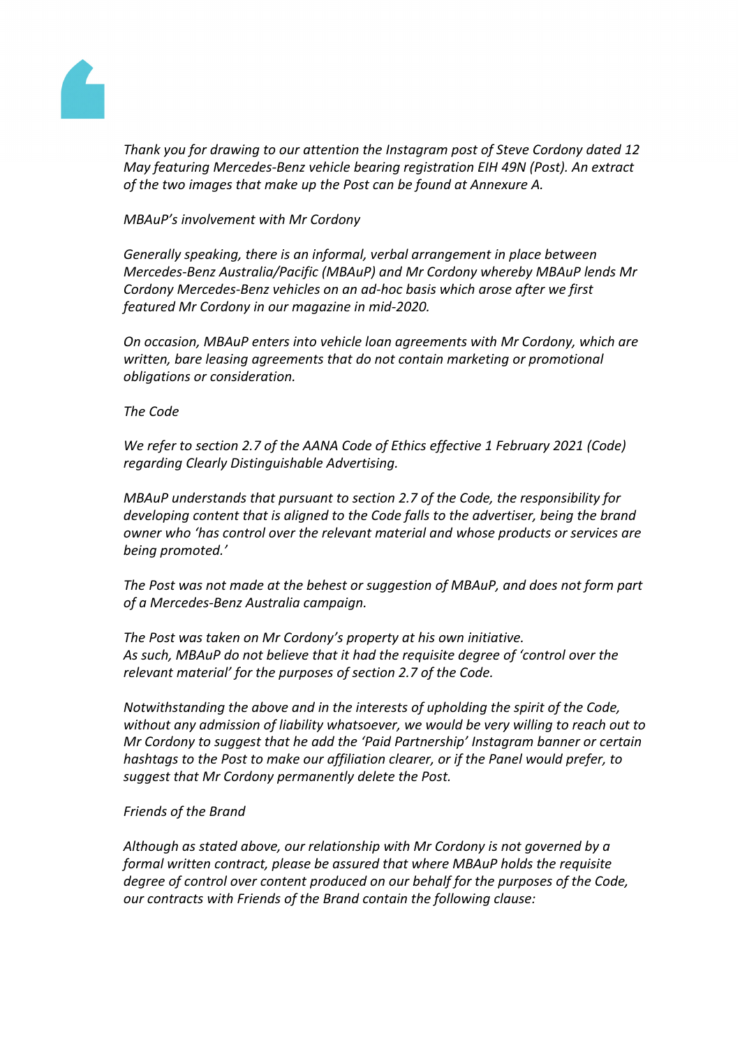*Thank you for drawing to our attention the Instagram post of Steve Cordony dated 12 May featuring Mercedes-Benz vehicle bearing registration EIH 49N (Post). An extract of the two images that make up the Post can be found at Annexure A.*

*MBAuP's involvement with Mr Cordony*

*Generally speaking, there is an informal, verbal arrangement in place between Mercedes-Benz Australia/Pacific (MBAuP) and Mr Cordony whereby MBAuP lends Mr Cordony Mercedes-Benz vehicles on an ad-hoc basis which arose after we first featured Mr Cordony in our magazine in mid-2020.*

*On occasion, MBAuP enters into vehicle loan agreements with Mr Cordony, which are written, bare leasing agreements that do not contain marketing or promotional obligations or consideration.*

*The Code*

*We refer to section 2.7 of the AANA Code of Ethics effective 1 February 2021 (Code) regarding Clearly Distinguishable Advertising.*

*MBAuP understands that pursuant to section 2.7 of the Code, the responsibility for developing content that is aligned to the Code falls to the advertiser, being the brand owner who 'has control over the relevant material and whose products or services are being promoted.'*

*The Post was not made at the behest or suggestion of MBAuP, and does not form part of a Mercedes-Benz Australia campaign.*

*The Post was taken on Mr Cordony's property at his own initiative.*
*As such, MBAuP do not believe that it had the requisite degree of 'control over the relevant material' for the purposes of section 2.7 of the Code.*

*Notwithstanding the above and in the interests of upholding the spirit of the Code, without any admission of liability whatsoever, we would be very willing to reach out to Mr Cordony to suggest that he add the 'Paid Partnership' Instagram banner or certain hashtags to the Post to make our affiliation clearer, or if the Panel would prefer, to suggest that Mr Cordony permanently delete the Post.*

*Friends of the Brand*

*Although as stated above, our relationship with Mr Cordony is not governed by a formal written contract, please be assured that where MBAuP holds the requisite degree of control over content produced on our behalf for the purposes of the Code, our contracts with Friends of the Brand contain the following clause:*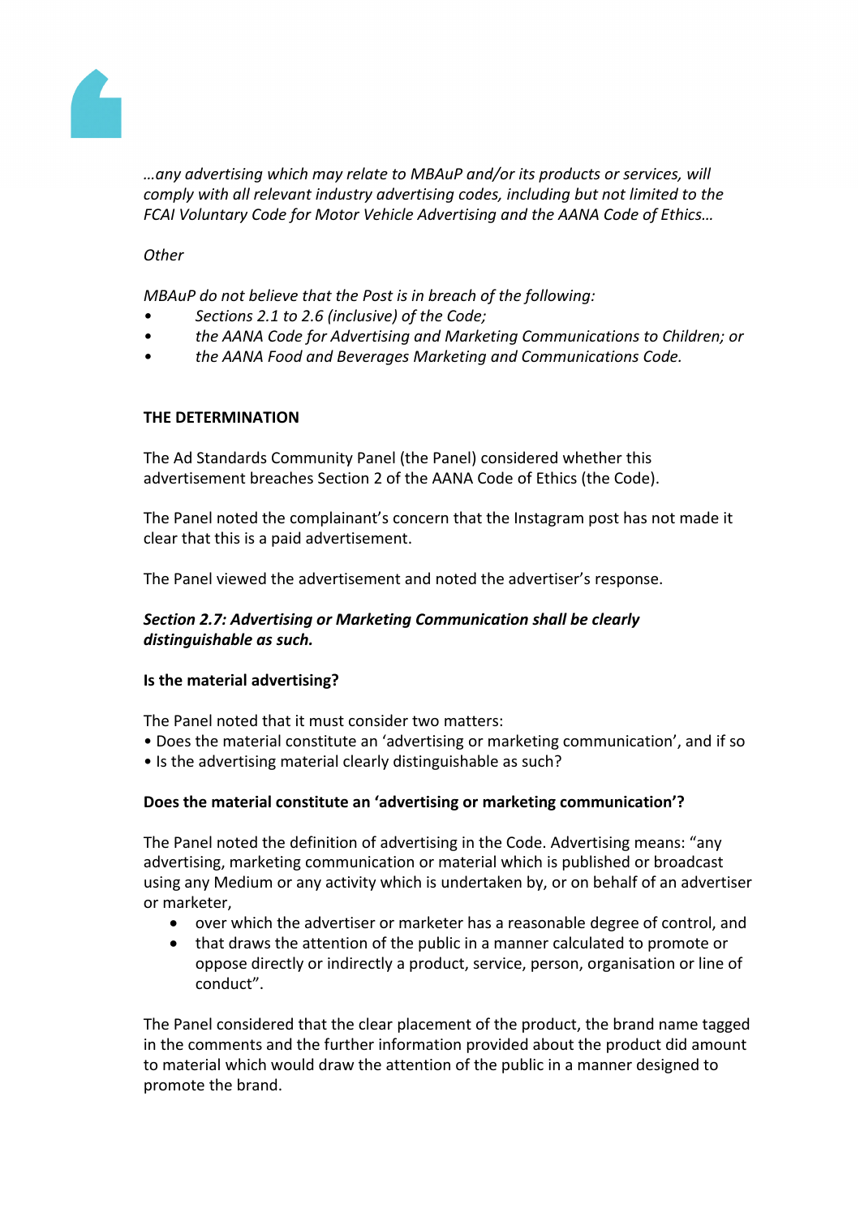*…any advertising which may relate to MBAuP and/or its products or services, will comply with all relevant industry advertising codes, including but not limited to the FCAI Voluntary Code for Motor Vehicle Advertising and the AANA Code of Ethics…*

*Other*

*MBAuP do not believe that the Post is in breach of the following:*

- *Sections 2.1 to 2.6 (inclusive) of the Code;*
- *the AANA Code for Advertising and Marketing Communications to Children; or*
- *the AANA Food and Beverages Marketing and Communications Code.*

**THE DETERMINATION**

The Ad Standards Community Panel (the Panel) considered whether this advertisement breaches Section 2 of the AANA Code of Ethics (the Code).

The Panel noted the complainant's concern that the Instagram post has not made it clear that this is a paid advertisement.

The Panel viewed the advertisement and noted the advertiser's response.

***Section 2.7: Advertising or Marketing Communication shall be clearly distinguishable as such.***

**Is the material advertising?**

The Panel noted that it must consider two matters:

- Does the material constitute an 'advertising or marketing communication', and if so
- Is the advertising material clearly distinguishable as such?

**Does the material constitute an 'advertising or marketing communication'?**

The Panel noted the definition of advertising in the Code. Advertising means: "any advertising, marketing communication or material which is published or broadcast using any Medium or any activity which is undertaken by, or on behalf of an advertiser or marketer,

- over which the advertiser or marketer has a reasonable degree of control, and
- that draws the attention of the public in a manner calculated to promote or oppose directly or indirectly a product, service, person, organisation or line of conduct".

The Panel considered that the clear placement of the product, the brand name tagged in the comments and the further information provided about the product did amount to material which would draw the attention of the public in a manner designed to promote the brand.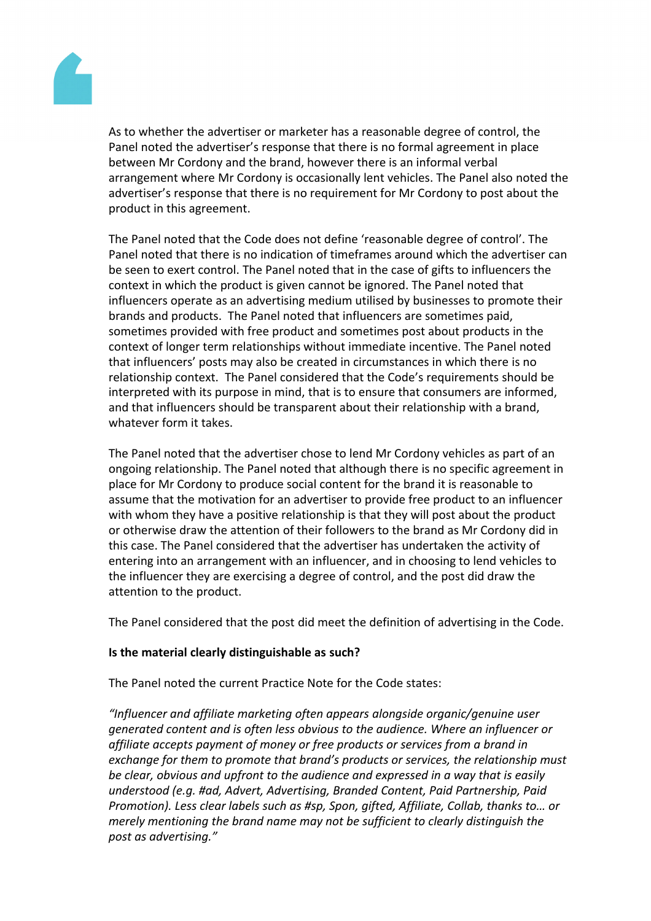As to whether the advertiser or marketer has a reasonable degree of control, the Panel noted the advertiser's response that there is no formal agreement in place between Mr Cordony and the brand, however there is an informal verbal arrangement where Mr Cordony is occasionally lent vehicles. The Panel also noted the advertiser's response that there is no requirement for Mr Cordony to post about the product in this agreement.

The Panel noted that the Code does not define 'reasonable degree of control'. The Panel noted that there is no indication of timeframes around which the advertiser can be seen to exert control. The Panel noted that in the case of gifts to influencers the context in which the product is given cannot be ignored. The Panel noted that influencers operate as an advertising medium utilised by businesses to promote their brands and products. The Panel noted that influencers are sometimes paid, sometimes provided with free product and sometimes post about products in the context of longer term relationships without immediate incentive. The Panel noted that influencers' posts may also be created in circumstances in which there is no relationship context. The Panel considered that the Code's requirements should be interpreted with its purpose in mind, that is to ensure that consumers are informed, and that influencers should be transparent about their relationship with a brand, whatever form it takes.

The Panel noted that the advertiser chose to lend Mr Cordony vehicles as part of an ongoing relationship. The Panel noted that although there is no specific agreement in place for Mr Cordony to produce social content for the brand it is reasonable to assume that the motivation for an advertiser to provide free product to an influencer with whom they have a positive relationship is that they will post about the product or otherwise draw the attention of their followers to the brand as Mr Cordony did in this case. The Panel considered that the advertiser has undertaken the activity of entering into an arrangement with an influencer, and in choosing to lend vehicles to the influencer they are exercising a degree of control, and the post did draw the attention to the product.

The Panel considered that the post did meet the definition of advertising in the Code.

**Is the material clearly distinguishable as such?**

The Panel noted the current Practice Note for the Code states:

*"Influencer and affiliate marketing often appears alongside organic/genuine user generated content and is often less obvious to the audience. Where an influencer or affiliate accepts payment of money or free products or services from a brand in exchange for them to promote that brand's products or services, the relationship must be clear, obvious and upfront to the audience and expressed in a way that is easily understood (e.g. #ad, Advert, Advertising, Branded Content, Paid Partnership, Paid Promotion). Less clear labels such as #sp, Spon, gifted, Affiliate, Collab, thanks to… or merely mentioning the brand name may not be sufficient to clearly distinguish the post as advertising."*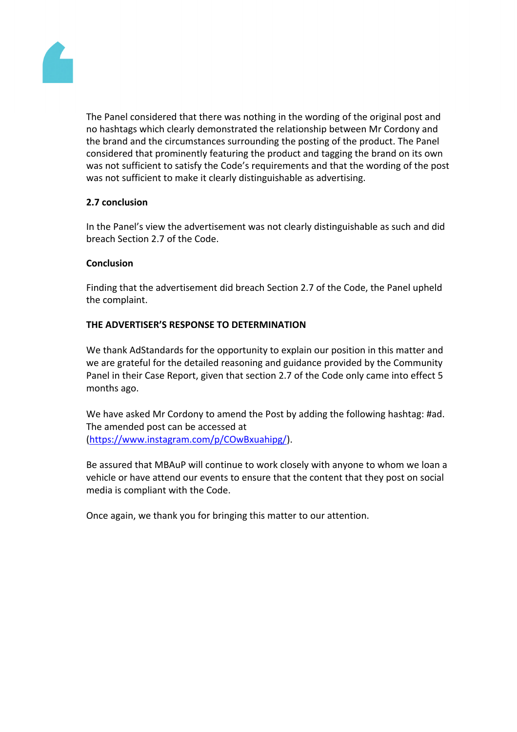The Panel considered that there was nothing in the wording of the original post and no hashtags which clearly demonstrated the relationship between Mr Cordony and the brand and the circumstances surrounding the posting of the product. The Panel considered that prominently featuring the product and tagging the brand on its own was not sufficient to satisfy the Code's requirements and that the wording of the post was not sufficient to make it clearly distinguishable as advertising.

**2.7 conclusion**

In the Panel's view the advertisement was not clearly distinguishable as such and did breach Section 2.7 of the Code.

**Conclusion**

Finding that the advertisement did breach Section 2.7 of the Code, the Panel upheld the complaint.

**THE ADVERTISER'S RESPONSE TO DETERMINATION**

We thank AdStandards for the opportunity to explain our position in this matter and we are grateful for the detailed reasoning and guidance provided by the Community Panel in their Case Report, given that section 2.7 of the Code only came into effect 5 months ago.

We have asked Mr Cordony to amend the Post by adding the following hashtag: #ad. The amended post can be accessed at (https://www.instagram.com/p/COwBxuahipg/).

Be assured that MBAuP will continue to work closely with anyone to whom we loan a vehicle or have attend our events to ensure that the content that they post on social media is compliant with the Code.

Once again, we thank you for bringing this matter to our attention.